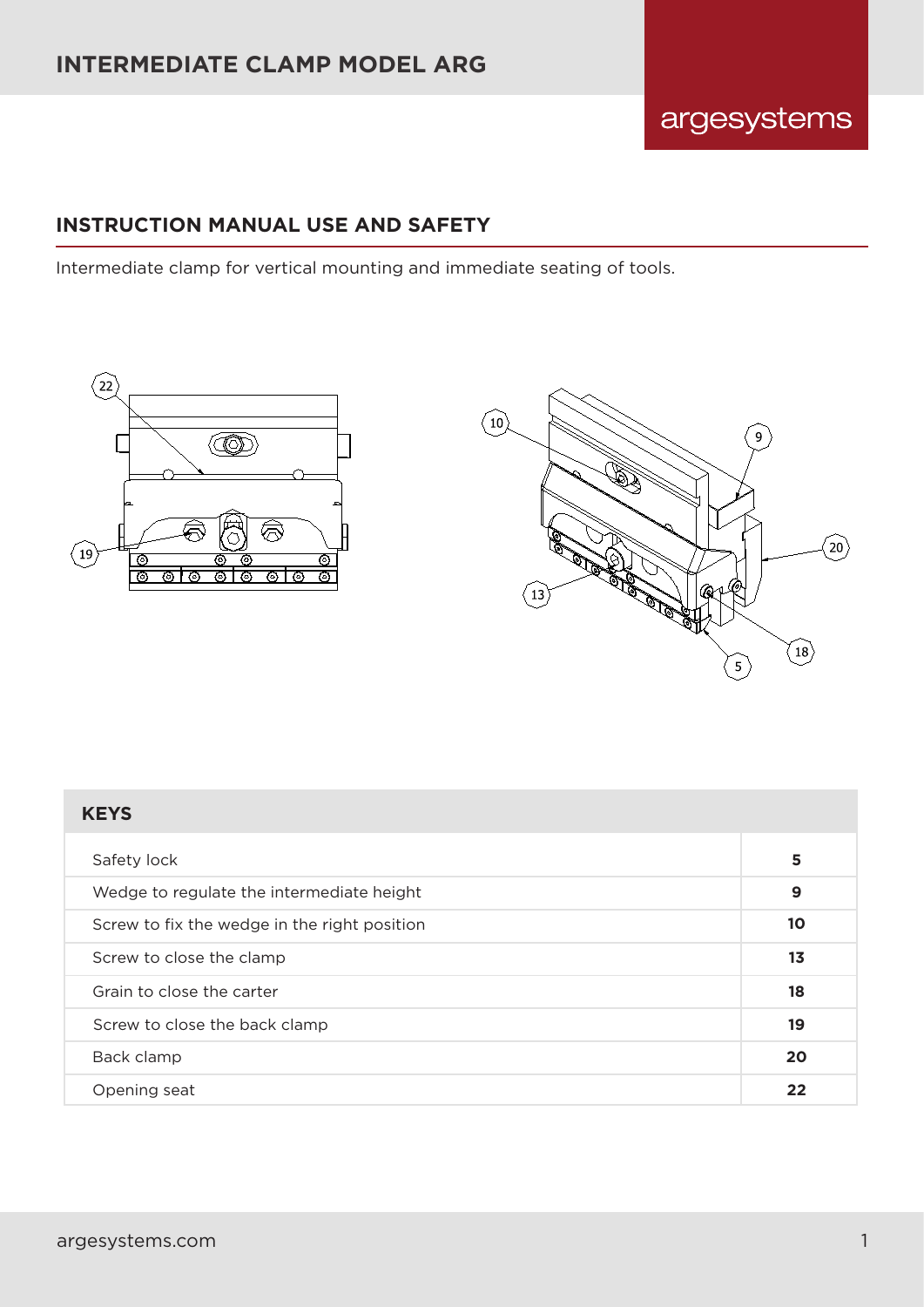# INTERMEDIATE CLAMP MODEL ARG

argesystems

## INSTRUCTION MANUAL USE AND SAFETY

Intermediate clamp for vertical mounting and immediate seating of tools.

| KEYS | |
|---|---|
| Safety lock | **5** |
| Wedge to regulate the intermediate height | **9** |
| Screw to fix the wedge in the right position | **10** |
| Screw to close the clamp | **13** |
| Grain to close the carter | **18** |
| Screw to close the back clamp | **19** |
| Back clamp | **20** |
| Opening seat | **22** |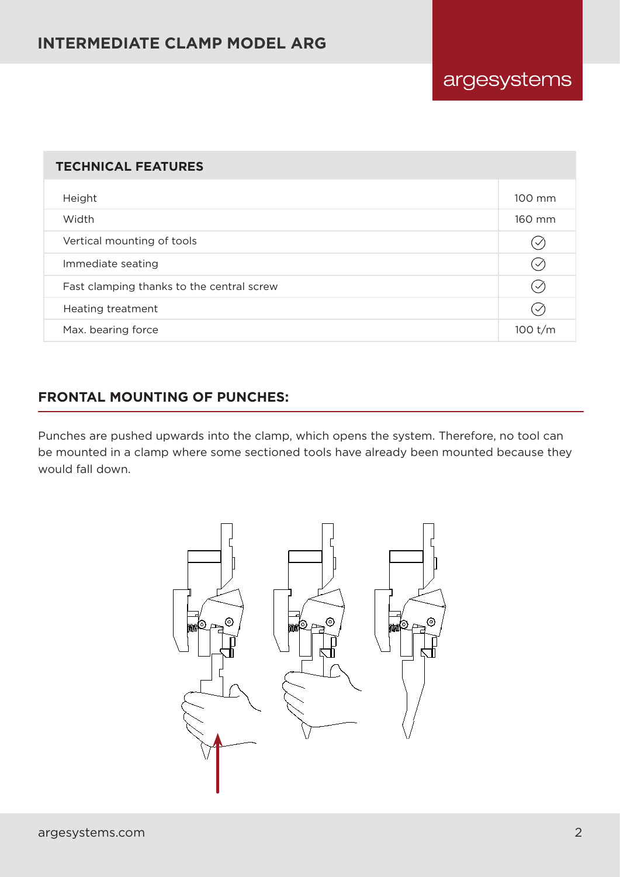# INTERMEDIATE CLAMP MODEL ARG

| TECHNICAL FEATURES | |
|---|---|
| Height | 100 mm |
| Width | 160 mm |
| Vertical mounting of tools | ✓ |
| Immediate seating | ✓ |
| Fast clamping thanks to the central screw | ✓ |
| Heating treatment | ✓ |
| Max. bearing force | 100 t/m |

## FRONTAL MOUNTING OF PUNCHES:

Punches are pushed upwards into the clamp, which opens the system. Therefore, no tool can be mounted in a clamp where some sectioned tools have already been mounted because they would fall down.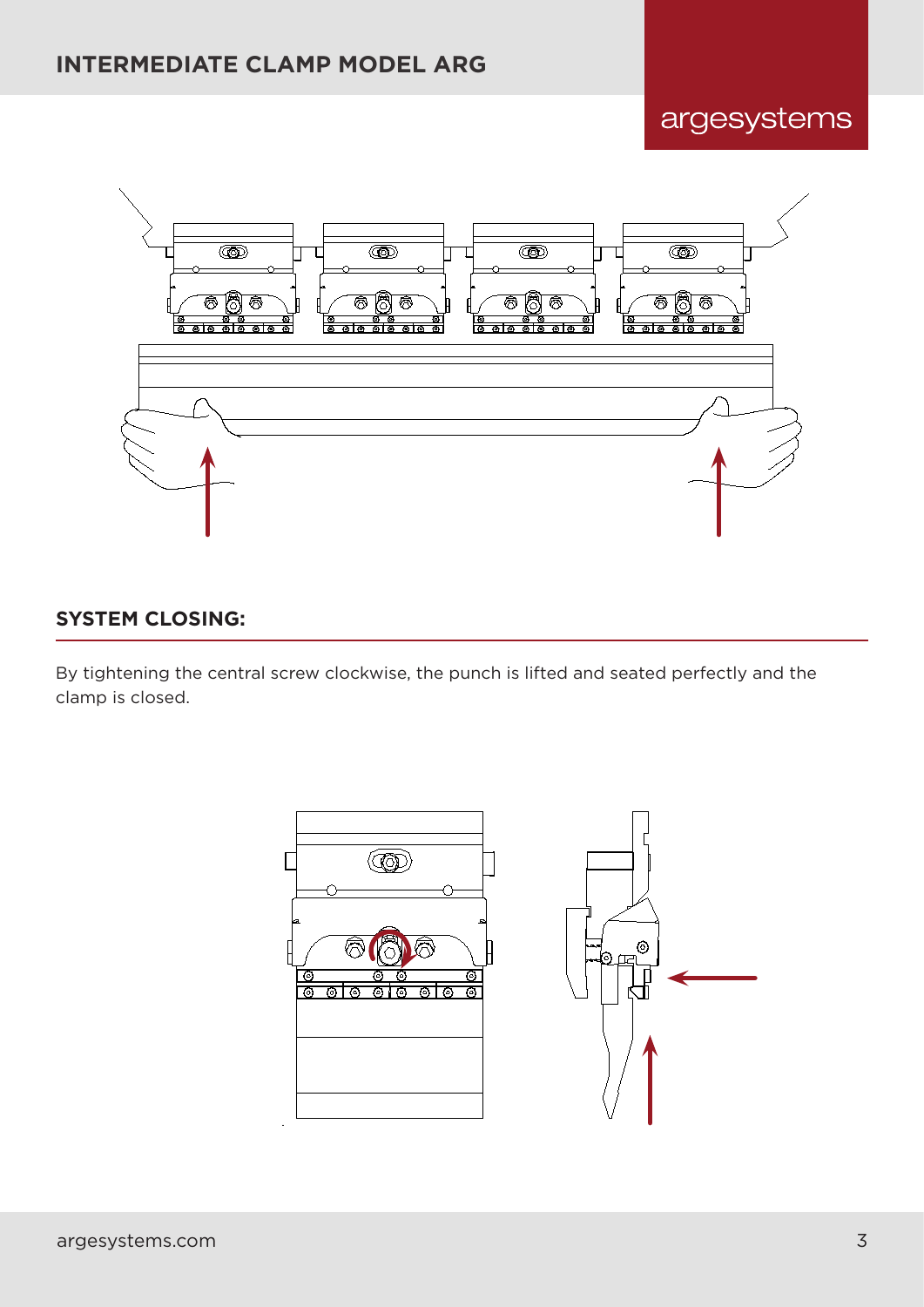## SYSTEM CLOSING:

By tightening the central screw clockwise, the punch is lifted and seated perfectly and the clamp is closed.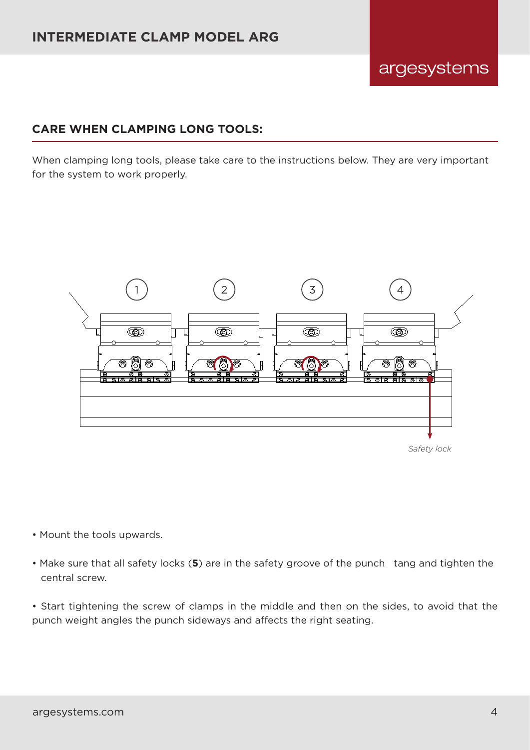## CARE WHEN CLAMPING LONG TOOLS:

When clamping long tools, please take care to the instructions below. They are very important for the system to work properly.

1 2 3 4

*Safety lock*

- Mount the tools upwards.
- Make sure that all safety locks (**5**) are in the safety groove of the punch tang and tighten the central screw.
- Start tightening the screw of clamps in the middle and then on the sides, to avoid that the punch weight angles the punch sideways and affects the right seating.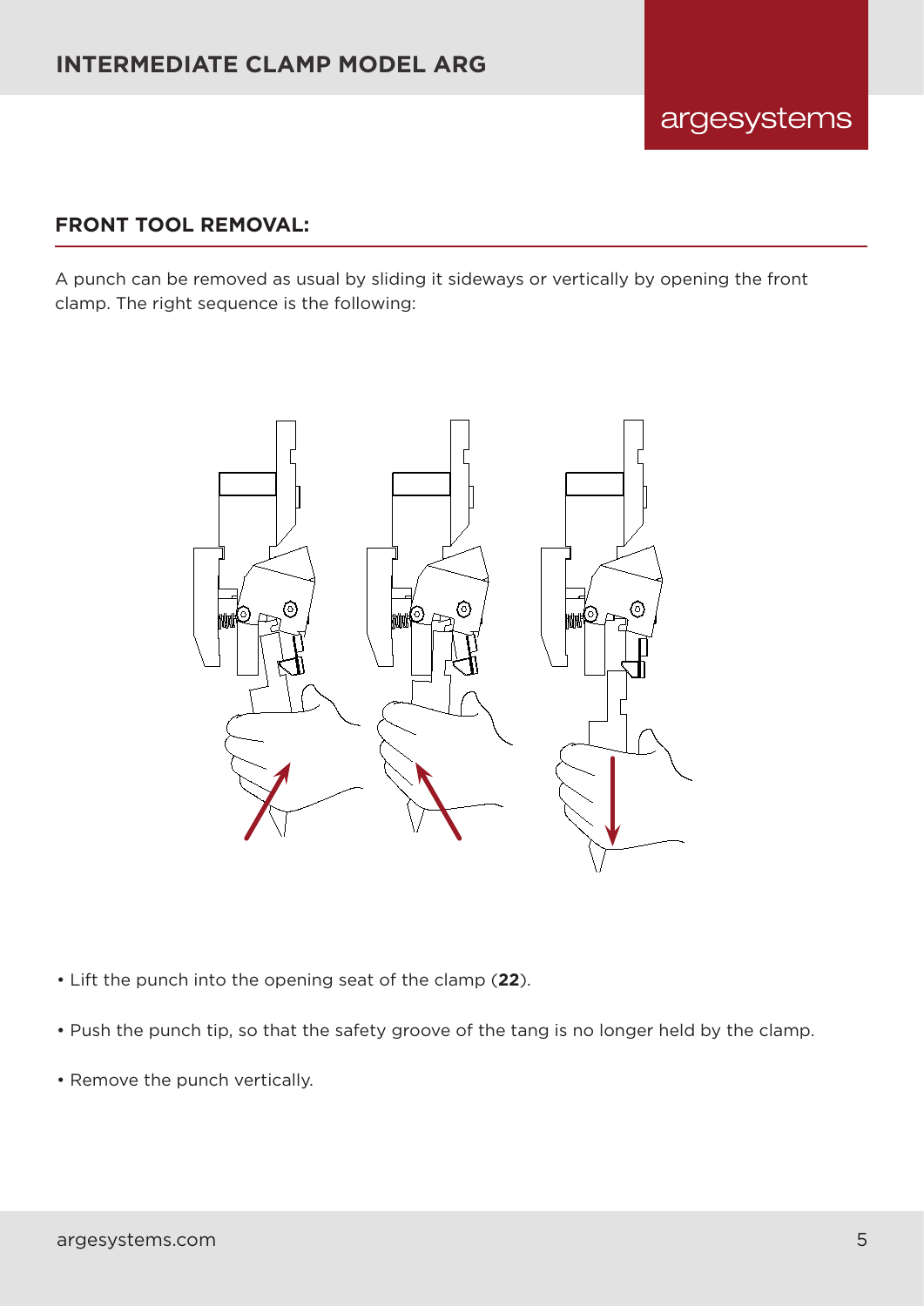## FRONT TOOL REMOVAL:

A punch can be removed as usual by sliding it sideways or vertically by opening the front clamp. The right sequence is the following:

- Lift the punch into the opening seat of the clamp (**22**).
- Push the punch tip, so that the safety groove of the tang is no longer held by the clamp.
- Remove the punch vertically.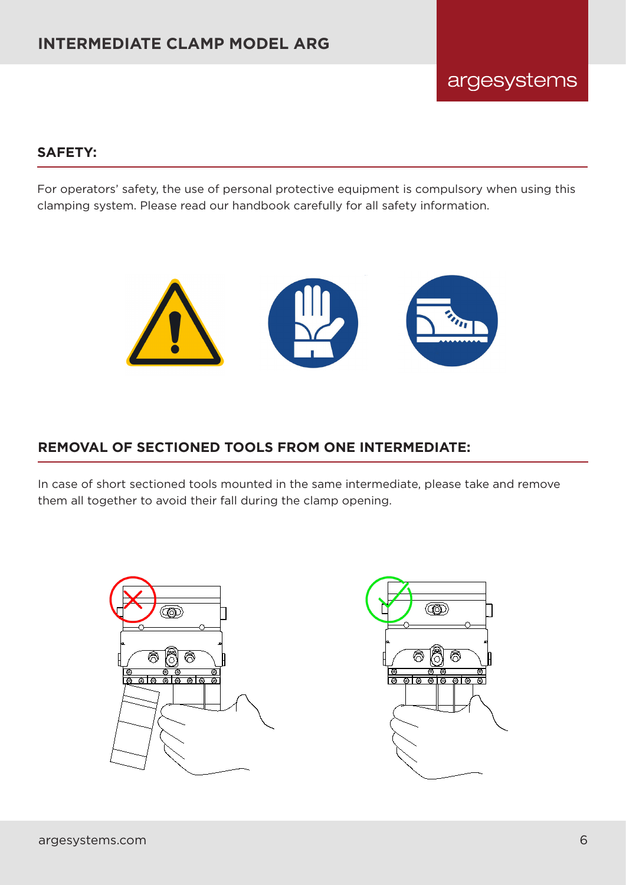## SAFETY:

For operators' safety, the use of personal protective equipment is compulsory when using this clamping system. Please read our handbook carefully for all safety information.

## REMOVAL OF SECTIONED TOOLS FROM ONE INTERMEDIATE:

In case of short sectioned tools mounted in the same intermediate, please take and remove them all together to avoid their fall during the clamp opening.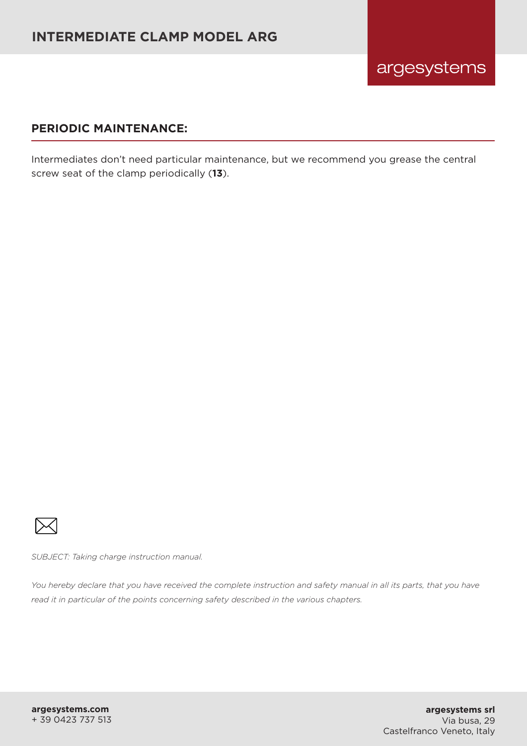## PERIODIC MAINTENANCE:

Intermediates don't need particular maintenance, but we recommend you grease the central screw seat of the clamp periodically (**13**).

*SUBJECT: Taking charge instruction manual.*

*You hereby declare that you have received the complete instruction and safety manual in all its parts, that you have read it in particular of the points concerning safety described in the various chapters.*